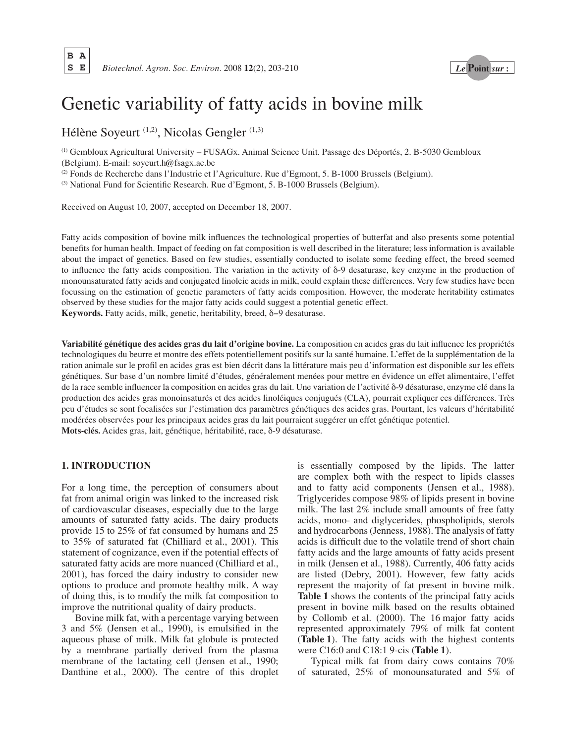# Genetic variability of fatty acids in bovine milk

Hélène Soyeurt [1,2], Nicolas Gengler [1,3]

[1] Gembloux Agricultural University – FUSAGx. Animal Science Unit. Passage des Déportés, 2. B-5030 Gembloux (Belgium). E-mail: soyeurt.h@fsagx.ac.be

[2] Fonds de Recherche dans l'Industrie et l'Agriculture. Rue d'Egmont, 5. B-1000 Brussels (Belgium).

[3] National Fund for Scientific Research. Rue d'Egmont, 5. B-1000 Brussels (Belgium).

Received on August 10, 2007, accepted on December 18, 2007.

Fatty acids composition of bovine milk influences the technological properties of butterfat and also presents some potential benefits for human health. Impact of feeding on fat composition is well described in the literature; less information is available about the impact of genetics. Based on few studies, essentially conducted to isolate some feeding effect, the breed seemed to influence the fatty acids composition. The variation in the activity of δ-9 desaturase, key enzyme in the production of monounsaturated fatty acids and conjugated linoleic acids in milk, could explain these differences. Very few studies have been focussing on the estimation of genetic parameters of fatty acids composition. However, the moderate heritability estimates observed by these studies for the major fatty acids could suggest a potential genetic effect.

**Keywords.** Fatty acids, milk, genetic, heritability, breed, δ-9 desaturase.

**Variabilité génétique des acides gras du lait d'origine bovine.** La composition en acides gras du lait influence les propriétés technologiques du beurre et montre des effets potentiellement positifs sur la santé humaine. L'effet de la supplémentation de la ration animale sur le profil en acides gras est bien décrit dans la littérature mais peu d'information est disponible sur les effets génétiques. Sur base d'un nombre limité d'études, généralement menées pour mettre en évidence un effet alimentaire, l'effet de la race semble influencer la composition en acides gras du lait. Une variation de l'activité δ-9 désaturase, enzyme clé dans la production des acides gras monoinsaturés et des acides linoléiques conjugués (CLA), pourrait expliquer ces différences. Très peu d'études se sont focalisées sur l'estimation des paramètres génétiques des acides gras. Pourtant, les valeurs d'héritabilité modérées observées pour les principaux acides gras du lait pourraient suggérer un effet génétique potentiel.

**Mots-clés.** Acides gras, lait, génétique, héritabilité, race, δ-9 désaturase.

## 1. INTRODUCTION

For a long time, the perception of consumers about fat from animal origin was linked to the increased risk of cardiovascular diseases, especially due to the large amounts of saturated fatty acids. The dairy products provide 15 to 25% of fat consumed by humans and 25 to 35% of saturated fat (Chilliard et al., 2001). This statement of cognizance, even if the potential effects of saturated fatty acids are more nuanced (Chilliard et al., 2001), has forced the dairy industry to consider new options to produce and promote healthy milk. A way of doing this, is to modify the milk fat composition to improve the nutritional quality of dairy products.

Bovine milk fat, with a percentage varying between 3 and 5% (Jensen et al., 1990), is emulsified in the aqueous phase of milk. Milk fat globule is protected by a membrane partially derived from the plasma membrane of the lactating cell (Jensen et al., 1990; Danthine et al., 2000). The centre of this droplet is essentially composed by the lipids. The latter are complex both with the respect to lipids classes and to fatty acid components (Jensen et al., 1988). Triglycerides compose 98% of lipids present in bovine milk. The last 2% include small amounts of free fatty acids, mono- and diglycerides, phospholipids, sterols and hydrocarbons (Jenness, 1988). The analysis of fatty acids is difficult due to the volatile trend of short chain fatty acids and the large amounts of fatty acids present in milk (Jensen et al., 1988). Currently, 406 fatty acids are listed (Debry, 2001). However, few fatty acids represent the majority of fat present in bovine milk. **Table 1** shows the contents of the principal fatty acids present in bovine milk based on the results obtained by Collomb et al. (2000). The 16 major fatty acids represented approximately 79% of milk fat content (**Table 1**). The fatty acids with the highest contents were C16:0 and C18:1 9-cis (**Table 1**).

Typical milk fat from dairy cows contains 70% of saturated, 25% of monounsaturated and 5% of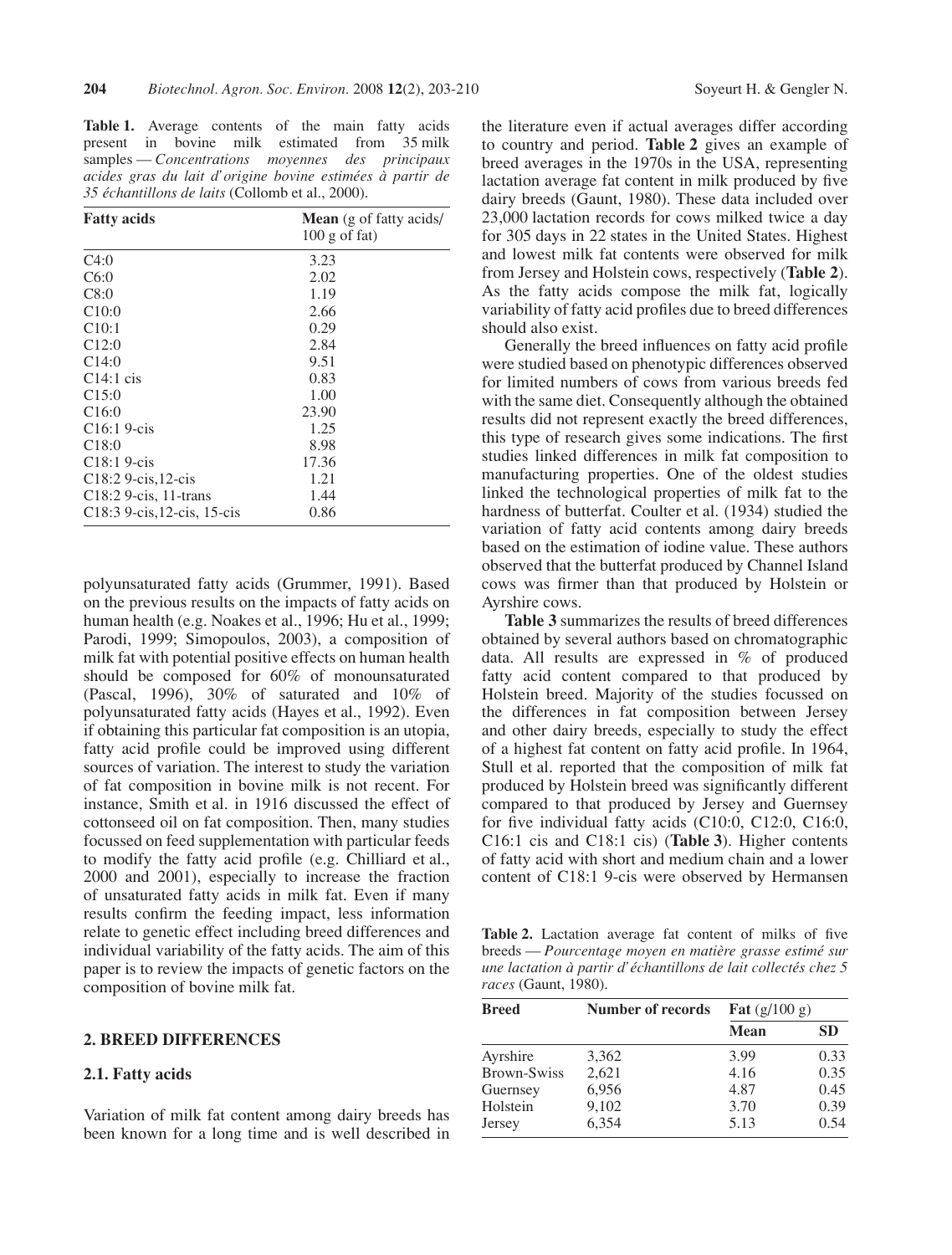**Table 1.** Average contents of the main fatty acids present in bovine milk estimated from 35 milk samples — *Concentrations moyennes des principaux acides gras du lait d'origine bovine estimées à partir de 35 échantillons de laits* (Collomb et al., 2000).

| Fatty acids | **Mean** (g of fatty acids/ 100 g of fat) |
|---|---|
| C4:0 | 3.23 |
| C6:0 | 2.02 |
| C8:0 | 1.19 |
| C10:0 | 2.66 |
| C10:1 | 0.29 |
| C12:0 | 2.84 |
| C14:0 | 9.51 |
| C14:1 cis | 0.83 |
| C15:0 | 1.00 |
| C16:0 | 23.90 |
| C16:1 9-cis | 1.25 |
| C18:0 | 8.98 |
| C18:1 9-cis | 17.36 |
| C18:2 9-cis,12-cis | 1.21 |
| C18:2 9-cis, 11-trans | 1.44 |
| C18:3 9-cis,12-cis, 15-cis | 0.86 |

polyunsaturated fatty acids (Grummer, 1991). Based on the previous results on the impacts of fatty acids on human health (e.g. Noakes et al., 1996; Hu et al., 1999; Parodi, 1999; Simopoulos, 2003), a composition of milk fat with potential positive effects on human health should be composed for 60% of monounsaturated (Pascal, 1996), 30% of saturated and 10% of polyunsaturated fatty acids (Hayes et al., 1992). Even if obtaining this particular fat composition is an utopia, fatty acid profile could be improved using different sources of variation. The interest to study the variation of fat composition in bovine milk is not recent. For instance, Smith et al. in 1916 discussed the effect of cottonseed oil on fat composition. Then, many studies focussed on feed supplementation with particular feeds to modify the fatty acid profile (e.g. Chilliard et al., 2000 and 2001), especially to increase the fraction of unsaturated fatty acids in milk fat. Even if many results confirm the feeding impact, less information relate to genetic effect including breed differences and individual variability of the fatty acids. The aim of this paper is to review the impacts of genetic factors on the composition of bovine milk fat.

## 2. BREED DIFFERENCES

### 2.1. Fatty acids

Variation of milk fat content among dairy breeds has been known for a long time and is well described in the literature even if actual averages differ according to country and period. **Table 2** gives an example of breed averages in the 1970s in the USA, representing lactation average fat content in milk produced by five dairy breeds (Gaunt, 1980). These data included over 23,000 lactation records for cows milked twice a day for 305 days in 22 states in the United States. Highest and lowest milk fat contents were observed for milk from Jersey and Holstein cows, respectively (**Table 2**). As the fatty acids compose the milk fat, logically variability of fatty acid profiles due to breed differences should also exist.

Generally the breed influences on fatty acid profile were studied based on phenotypic differences observed for limited numbers of cows from various breeds fed with the same diet. Consequently although the obtained results did not represent exactly the breed differences, this type of research gives some indications. The first studies linked differences in milk fat composition to manufacturing properties. One of the oldest studies linked the technological properties of milk fat to the hardness of butterfat. Coulter et al. (1934) studied the variation of fatty acid contents among dairy breeds based on the estimation of iodine value. These authors observed that the butterfat produced by Channel Island cows was firmer than that produced by Holstein or Ayrshire cows.

**Table 3** summarizes the results of breed differences obtained by several authors based on chromatographic data. All results are expressed in % of produced fatty acid content compared to that produced by Holstein breed. Majority of the studies focussed on the differences in fat composition between Jersey and other dairy breeds, especially to study the effect of a highest fat content on fatty acid profile. In 1964, Stull et al. reported that the composition of milk fat produced by Holstein breed was significantly different compared to that produced by Jersey and Guernsey for five individual fatty acids (C10:0, C12:0, C16:0, C16:1 cis and C18:1 cis) (**Table 3**). Higher contents of fatty acid with short and medium chain and a lower content of C18:1 9-cis were observed by Hermansen

**Table 2.** Lactation average fat content of milks of five breeds — *Pourcentage moyen en matière grasse estimé sur une lactation à partir d'échantillons de lait collectés chez 5 races* (Gaunt, 1980).

| Breed | Number of records | Fat (g/100 g) | |
|---|---|---|---|
| | | Mean | SD |
| Ayrshire | 3,362 | 3.99 | 0.33 |
| Brown-Swiss | 2,621 | 4.16 | 0.35 |
| Guernsey | 6,956 | 4.87 | 0.45 |
| Holstein | 9,102 | 3.70 | 0.39 |
| Jersey | 6,354 | 5.13 | 0.54 |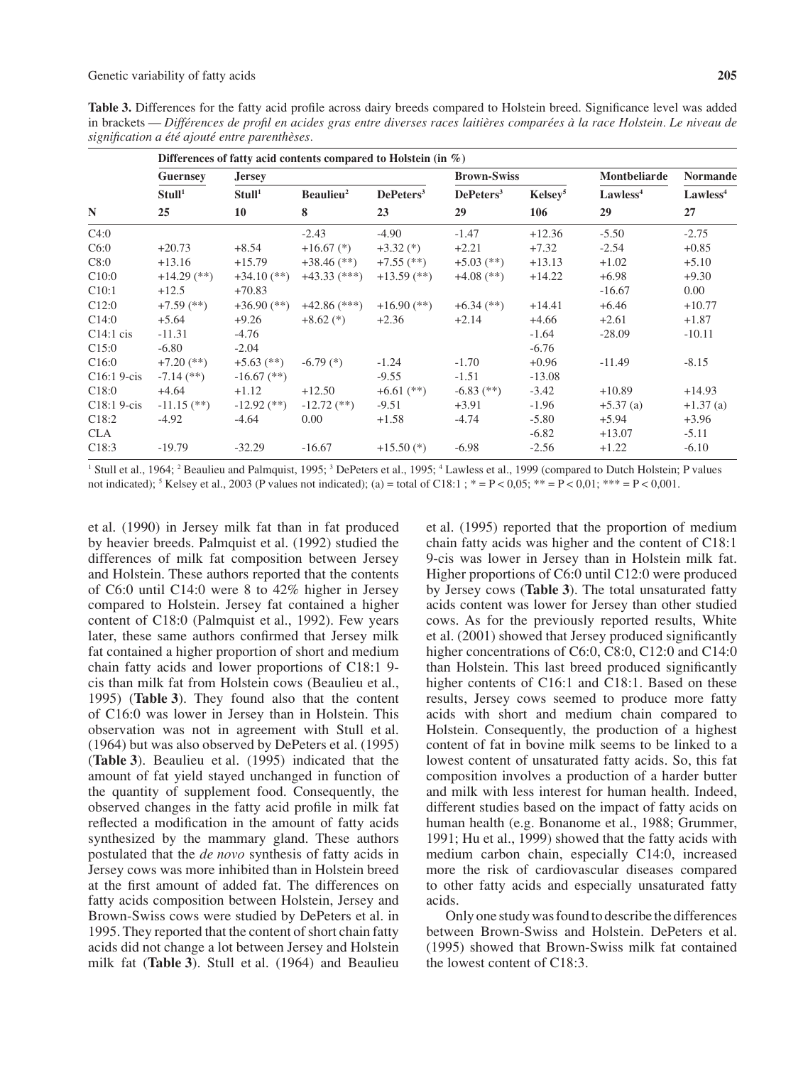**Table 3.** Differences for the fatty acid profile across dairy breeds compared to Holstein breed. Significance level was added in brackets — *Différences de profil en acides gras entre diverses races laitières comparées à la race Holstein. Le niveau de signification a été ajouté entre parenthèses.*

| | Differences of fatty acid contents compared to Holstein (in %) | | | | | | | |
|---|---|---|---|---|---|---|---|---|
| | Guernsey | Jersey | | | Brown-Swiss | | Montbeliarde | Normande |
| | Stull[1] | Stull[1] | Beaulieu[2] | DePeters[3] | DePeters[3] | Kelsey[5] | Lawless[4] | Lawless[4] |
| N | 25 | 10 | 8 | 23 | 29 | 106 | 29 | 27 |
| C4:0 | | | -2.43 | -4.90 | -1.47 | +12.36 | -5.50 | -2.75 |
| C6:0 | +20.73 | +8.54 | +16.67 (*) | +3.32 (*) | +2.21 | +7.32 | -2.54 | +0.85 |
| C8:0 | +13.16 | +15.79 | +38.46 (**) | +7.55 (**) | +5.03 (**) | +13.13 | +1.02 | +5.10 |
| C10:0 | +14.29 (**) | +34.10 (**) | +43.33 (***) | +13.59 (**) | +4.08 (**) | +14.22 | +6.98 | +9.30 |
| C10:1 | +12.5 | +70.83 | | | | | -16.67 | 0.00 |
| C12:0 | +7.59 (**) | +36.90 (**) | +42.86 (***) | +16.90 (**) | +6.34 (**) | +14.41 | +6.46 | +10.77 |
| C14:0 | +5.64 | +9.26 | +8.62 (*) | +2.36 | +2.14 | +4.66 | +2.61 | +1.87 |
| C14:1 cis | -11.31 | -4.76 | | | | -1.64 | -28.09 | -10.11 |
| C15:0 | -6.80 | -2.04 | | | | -6.76 | | |
| C16:0 | +7.20 (**) | +5.63 (**) | -6.79 (*) | -1.24 | -1.70 | +0.96 | -11.49 | -8.15 |
| C16:1 9-cis | -7.14 (**) | -16.67 (**) | | -9.55 | -1.51 | -13.08 | | |
| C18:0 | +4.64 | +1.12 | +12.50 | +6.61 (**) | -6.83 (**) | -3.42 | +10.89 | +14.93 |
| C18:1 9-cis | -11.15 (**) | -12.92 (**) | -12.72 (**) | -9.51 | +3.91 | -1.96 | +5.37 (a) | +1.37 (a) |
| C18:2 | -4.92 | -4.64 | 0.00 | +1.58 | -4.74 | -5.80 | +5.94 | +3.96 |
| CLA | | | | | | -6.82 | +13.07 | -5.11 |
| C18:3 | -19.79 | -32.29 | -16.67 | +15.50 (*) | -6.98 | -2.56 | +1.22 | -6.10 |

[1] Stull et al., 1964; [2] Beaulieu and Palmquist, 1995; [3] DePeters et al., 1995; [4] Lawless et al., 1999 (compared to Dutch Holstein; P values not indicated); [5] Kelsey et al., 2003 (P values not indicated); (a) = total of C18:1 ; * = P < 0,05; ** = P < 0,01; *** = P < 0,001.

et al. (1990) in Jersey milk fat than in fat produced by heavier breeds. Palmquist et al. (1992) studied the differences of milk fat composition between Jersey and Holstein. These authors reported that the contents of C6:0 until C14:0 were 8 to 42% higher in Jersey compared to Holstein. Jersey fat contained a higher content of C18:0 (Palmquist et al., 1992). Few years later, these same authors confirmed that Jersey milk fat contained a higher proportion of short and medium chain fatty acids and lower proportions of C18:1 9-cis than milk fat from Holstein cows (Beaulieu et al., 1995) (**Table 3**). They found also that the content of C16:0 was lower in Jersey than in Holstein. This observation was not in agreement with Stull et al. (1964) but was also observed by DePeters et al. (1995) (**Table 3**). Beaulieu et al. (1995) indicated that the amount of fat yield stayed unchanged in function of the quantity of supplement food. Consequently, the observed changes in the fatty acid profile in milk fat reflected a modification in the amount of fatty acids synthesized by the mammary gland. These authors postulated that the *de novo* synthesis of fatty acids in Jersey cows was more inhibited than in Holstein breed at the first amount of added fat. The differences on fatty acids composition between Holstein, Jersey and Brown-Swiss cows were studied by DePeters et al. in 1995. They reported that the content of short chain fatty acids did not change a lot between Jersey and Holstein milk fat (**Table 3**). Stull et al. (1964) and Beaulieu et al. (1995) reported that the proportion of medium chain fatty acids was higher and the content of C18:1 9-cis was lower in Jersey than in Holstein milk fat. Higher proportions of C6:0 until C12:0 were produced by Jersey cows (**Table 3**). The total unsaturated fatty acids content was lower for Jersey than other studied cows. As for the previously reported results, White et al. (2001) showed that Jersey produced significantly higher concentrations of C6:0, C8:0, C12:0 and C14:0 than Holstein. This last breed produced significantly higher contents of C16:1 and C18:1. Based on these results, Jersey cows seemed to produce more fatty acids with short and medium chain compared to Holstein. Consequently, the production of a highest content of fat in bovine milk seems to be linked to a lowest content of unsaturated fatty acids. So, this fat composition involves a production of a harder butter and milk with less interest for human health. Indeed, different studies based on the impact of fatty acids on human health (e.g. Bonanome et al., 1988; Grummer, 1991; Hu et al., 1999) showed that the fatty acids with medium carbon chain, especially C14:0, increased more the risk of cardiovascular diseases compared to other fatty acids and especially unsaturated fatty acids.

Only one study was found to describe the differences between Brown-Swiss and Holstein. DePeters et al. (1995) showed that Brown-Swiss milk fat contained the lowest content of C18:3.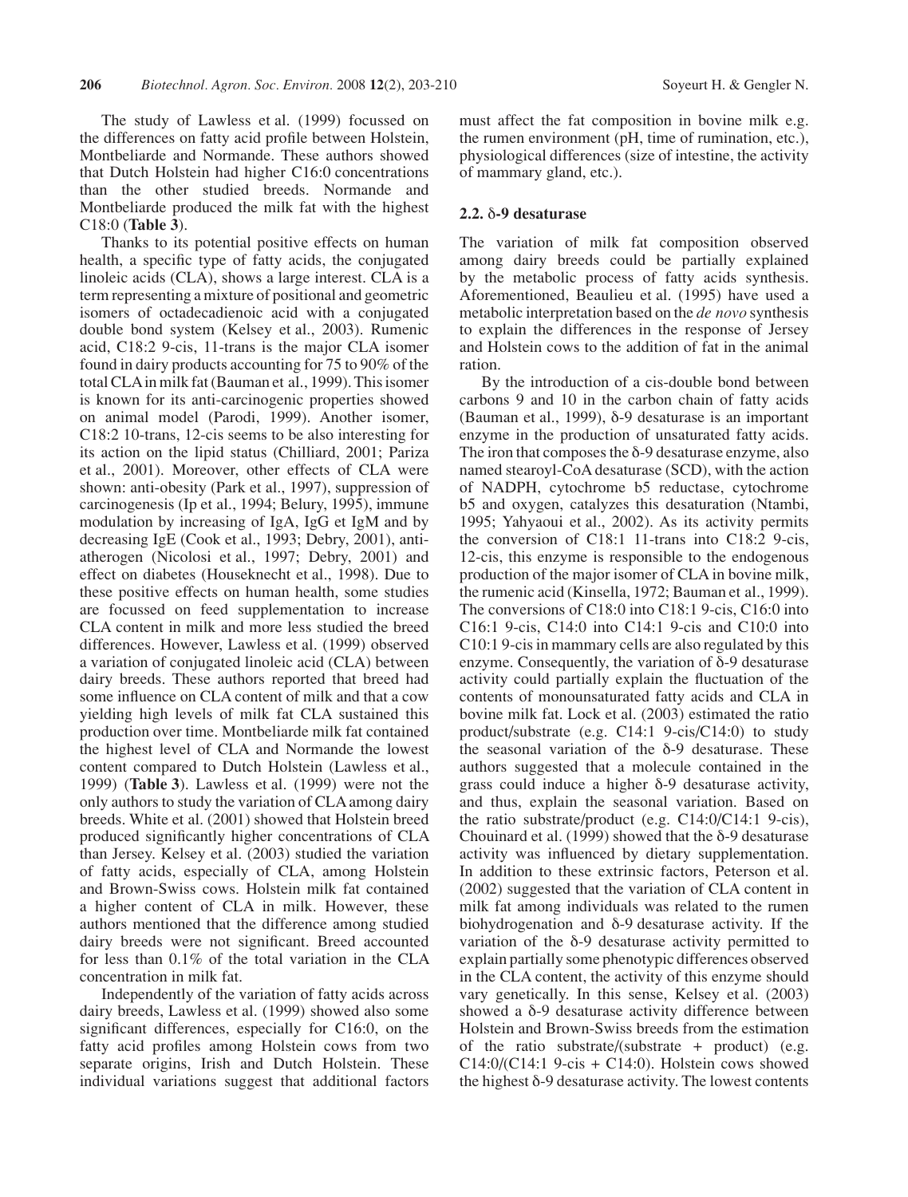The study of Lawless et al. (1999) focussed on the differences on fatty acid profile between Holstein, Montbeliarde and Normande. These authors showed that Dutch Holstein had higher C16:0 concentrations than the other studied breeds. Normande and Montbeliarde produced the milk fat with the highest C18:0 (**Table 3**).

Thanks to its potential positive effects on human health, a specific type of fatty acids, the conjugated linoleic acids (CLA), shows a large interest. CLA is a term representing a mixture of positional and geometric isomers of octadecadienoic acid with a conjugated double bond system (Kelsey et al., 2003). Rumenic acid, C18:2 9-cis, 11-trans is the major CLA isomer found in dairy products accounting for 75 to 90% of the total CLA in milk fat (Bauman et al., 1999). This isomer is known for its anti-carcinogenic properties showed on animal model (Parodi, 1999). Another isomer, C18:2 10-trans, 12-cis seems to be also interesting for its action on the lipid status (Chilliard, 2001; Pariza et al., 2001). Moreover, other effects of CLA were shown: anti-obesity (Park et al., 1997), suppression of carcinogenesis (Ip et al., 1994; Belury, 1995), immune modulation by increasing of IgA, IgG et IgM and by decreasing IgE (Cook et al., 1993; Debry, 2001), anti-atherogen (Nicolosi et al., 1997; Debry, 2001) and effect on diabetes (Houseknecht et al., 1998). Due to these positive effects on human health, some studies are focussed on feed supplementation to increase CLA content in milk and more less studied the breed differences. However, Lawless et al. (1999) observed a variation of conjugated linoleic acid (CLA) between dairy breeds. These authors reported that breed had some influence on CLA content of milk and that a cow yielding high levels of milk fat CLA sustained this production over time. Montbeliarde milk fat contained the highest level of CLA and Normande the lowest content compared to Dutch Holstein (Lawless et al., 1999) (**Table 3**). Lawless et al. (1999) were not the only authors to study the variation of CLA among dairy breeds. White et al. (2001) showed that Holstein breed produced significantly higher concentrations of CLA than Jersey. Kelsey et al. (2003) studied the variation of fatty acids, especially of CLA, among Holstein and Brown-Swiss cows. Holstein milk fat contained a higher content of CLA in milk. However, these authors mentioned that the difference among studied dairy breeds were not significant. Breed accounted for less than 0.1% of the total variation in the CLA concentration in milk fat.

Independently of the variation of fatty acids across dairy breeds, Lawless et al. (1999) showed also some significant differences, especially for C16:0, on the fatty acid profiles among Holstein cows from two separate origins, Irish and Dutch Holstein. These individual variations suggest that additional factors must affect the fat composition in bovine milk e.g. the rumen environment (pH, time of rumination, etc.), physiological differences (size of intestine, the activity of mammary gland, etc.).

### 2.2. δ-9 desaturase

The variation of milk fat composition observed among dairy breeds could be partially explained by the metabolic process of fatty acids synthesis. Aforementioned, Beaulieu et al. (1995) have used a metabolic interpretation based on the *de novo* synthesis to explain the differences in the response of Jersey and Holstein cows to the addition of fat in the animal ration.

By the introduction of a cis-double bond between carbons 9 and 10 in the carbon chain of fatty acids (Bauman et al., 1999), δ-9 desaturase is an important enzyme in the production of unsaturated fatty acids. The iron that composes the δ-9 desaturase enzyme, also named stearoyl-CoA desaturase (SCD), with the action of NADPH, cytochrome b5 reductase, cytochrome b5 and oxygen, catalyzes this desaturation (Ntambi, 1995; Yahyaoui et al., 2002). As its activity permits the conversion of C18:1 11-trans into C18:2 9-cis, 12-cis, this enzyme is responsible to the endogenous production of the major isomer of CLA in bovine milk, the rumenic acid (Kinsella, 1972; Bauman et al., 1999). The conversions of C18:0 into C18:1 9-cis, C16:0 into C16:1 9-cis, C14:0 into C14:1 9-cis and C10:0 into C10:1 9-cis in mammary cells are also regulated by this enzyme. Consequently, the variation of δ-9 desaturase activity could partially explain the fluctuation of the contents of monounsaturated fatty acids and CLA in bovine milk fat. Lock et al. (2003) estimated the ratio product/substrate (e.g. C14:1 9-cis/C14:0) to study the seasonal variation of the δ-9 desaturase. These authors suggested that a molecule contained in the grass could induce a higher δ-9 desaturase activity, and thus, explain the seasonal variation. Based on the ratio substrate/product (e.g. C14:0/C14:1 9-cis), Chouinard et al. (1999) showed that the δ-9 desaturase activity was influenced by dietary supplementation. In addition to these extrinsic factors, Peterson et al. (2002) suggested that the variation of CLA content in milk fat among individuals was related to the rumen biohydrogenation and δ-9 desaturase activity. If the variation of the δ-9 desaturase activity permitted to explain partially some phenotypic differences observed in the CLA content, the activity of this enzyme should vary genetically. In this sense, Kelsey et al. (2003) showed a δ-9 desaturase activity difference between Holstein and Brown-Swiss breeds from the estimation of the ratio substrate/(substrate + product) (e.g. C14:0/(C14:1 9-cis + C14:0). Holstein cows showed the highest δ-9 desaturase activity. The lowest contents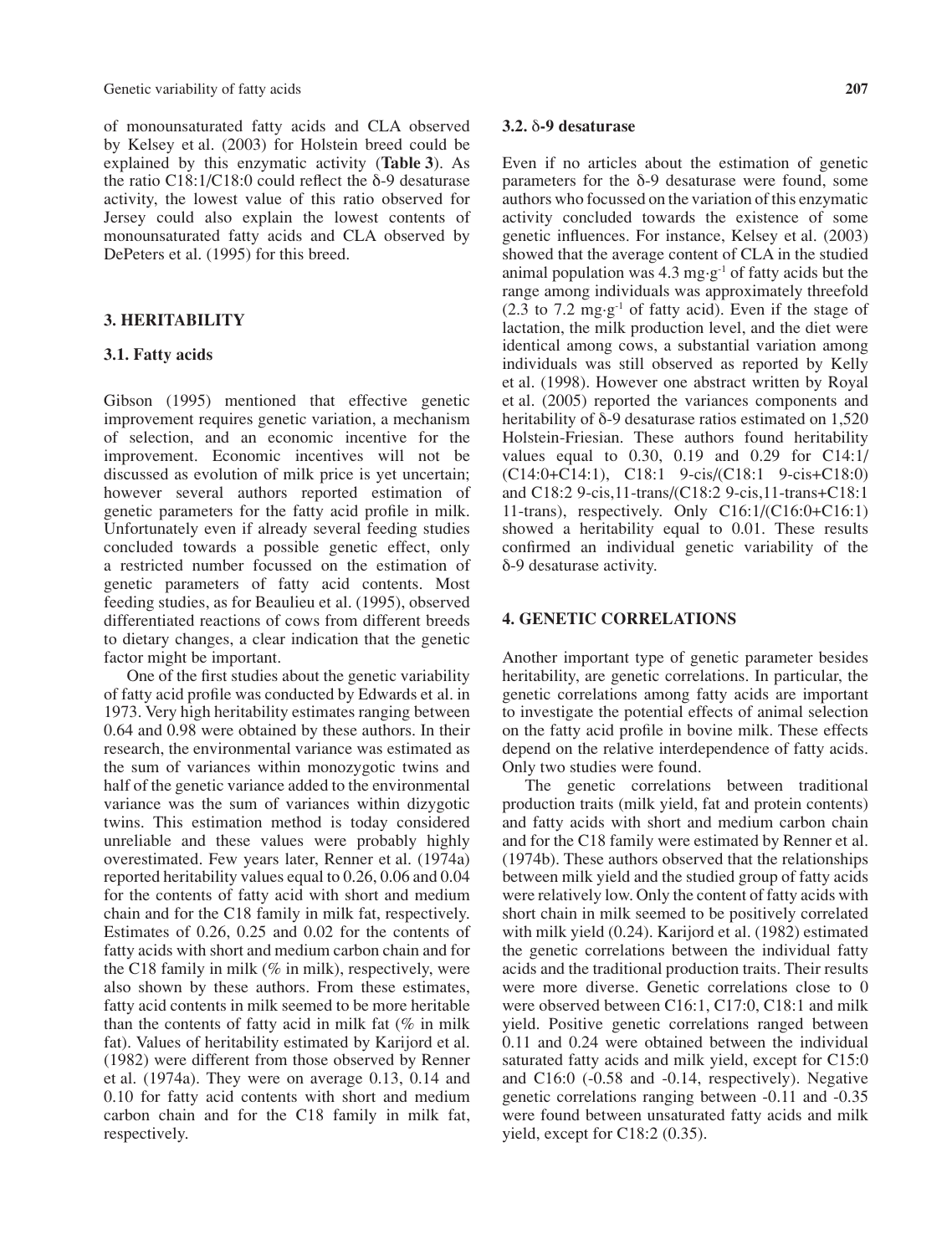of monounsaturated fatty acids and CLA observed by Kelsey et al. (2003) for Holstein breed could be explained by this enzymatic activity (**Table 3**). As the ratio C18:1/C18:0 could reflect the δ-9 desaturase activity, the lowest value of this ratio observed for Jersey could also explain the lowest contents of monounsaturated fatty acids and CLA observed by DePeters et al. (1995) for this breed.

## 3. HERITABILITY

### 3.1. Fatty acids

Gibson (1995) mentioned that effective genetic improvement requires genetic variation, a mechanism of selection, and an economic incentive for the improvement. Economic incentives will not be discussed as evolution of milk price is yet uncertain; however several authors reported estimation of genetic parameters for the fatty acid profile in milk. Unfortunately even if already several feeding studies concluded towards a possible genetic effect, only a restricted number focussed on the estimation of genetic parameters of fatty acid contents. Most feeding studies, as for Beaulieu et al. (1995), observed differentiated reactions of cows from different breeds to dietary changes, a clear indication that the genetic factor might be important.

One of the first studies about the genetic variability of fatty acid profile was conducted by Edwards et al. in 1973. Very high heritability estimates ranging between 0.64 and 0.98 were obtained by these authors. In their research, the environmental variance was estimated as the sum of variances within monozygotic twins and half of the genetic variance added to the environmental variance was the sum of variances within dizygotic twins. This estimation method is today considered unreliable and these values were probably highly overestimated. Few years later, Renner et al. (1974a) reported heritability values equal to 0.26, 0.06 and 0.04 for the contents of fatty acid with short and medium chain and for the C18 family in milk fat, respectively. Estimates of 0.26, 0.25 and 0.02 for the contents of fatty acids with short and medium carbon chain and for the C18 family in milk (% in milk), respectively, were also shown by these authors. From these estimates, fatty acid contents in milk seemed to be more heritable than the contents of fatty acid in milk fat (% in milk fat). Values of heritability estimated by Karijord et al. (1982) were different from those observed by Renner et al. (1974a). They were on average 0.13, 0.14 and 0.10 for fatty acid contents with short and medium carbon chain and for the C18 family in milk fat, respectively.

### 3.2. δ-9 desaturase

Even if no articles about the estimation of genetic parameters for the δ-9 desaturase were found, some authors who focussed on the variation of this enzymatic activity concluded towards the existence of some genetic influences. For instance, Kelsey et al. (2003) showed that the average content of CLA in the studied animal population was 4.3 $mg \cdot g^{-1}$ of fatty acids but the range among individuals was approximately threefold (2.3 to 7.2 $mg \cdot g^{-1}$ of fatty acid). Even if the stage of lactation, the milk production level, and the diet were identical among cows, a substantial variation among individuals was still observed as reported by Kelly et al. (1998). However one abstract written by Royal et al. (2005) reported the variances components and heritability of δ-9 desaturase ratios estimated on 1,520 Holstein-Friesian. These authors found heritability values equal to 0.30, 0.19 and 0.29 for C14:1/(C14:0+C14:1), C18:1 9-cis/(C18:1 9-cis+C18:0) and C18:2 9-cis,11-trans/(C18:2 9-cis,11-trans+C18:1 11-trans), respectively. Only C16:1/(C16:0+C16:1) showed a heritability equal to 0.01. These results confirmed an individual genetic variability of the δ-9 desaturase activity.

## 4. GENETIC CORRELATIONS

Another important type of genetic parameter besides heritability, are genetic correlations. In particular, the genetic correlations among fatty acids are important to investigate the potential effects of animal selection on the fatty acid profile in bovine milk. These effects depend on the relative interdependence of fatty acids. Only two studies were found.

The genetic correlations between traditional production traits (milk yield, fat and protein contents) and fatty acids with short and medium carbon chain and for the C18 family were estimated by Renner et al. (1974b). These authors observed that the relationships between milk yield and the studied group of fatty acids were relatively low. Only the content of fatty acids with short chain in milk seemed to be positively correlated with milk yield (0.24). Karijord et al. (1982) estimated the genetic correlations between the individual fatty acids and the traditional production traits. Their results were more diverse. Genetic correlations close to 0 were observed between C16:1, C17:0, C18:1 and milk yield. Positive genetic correlations ranged between 0.11 and 0.24 were obtained between the individual saturated fatty acids and milk yield, except for C15:0 and C16:0 (-0.58 and -0.14, respectively). Negative genetic correlations ranging between -0.11 and -0.35 were found between unsaturated fatty acids and milk yield, except for C18:2 (0.35).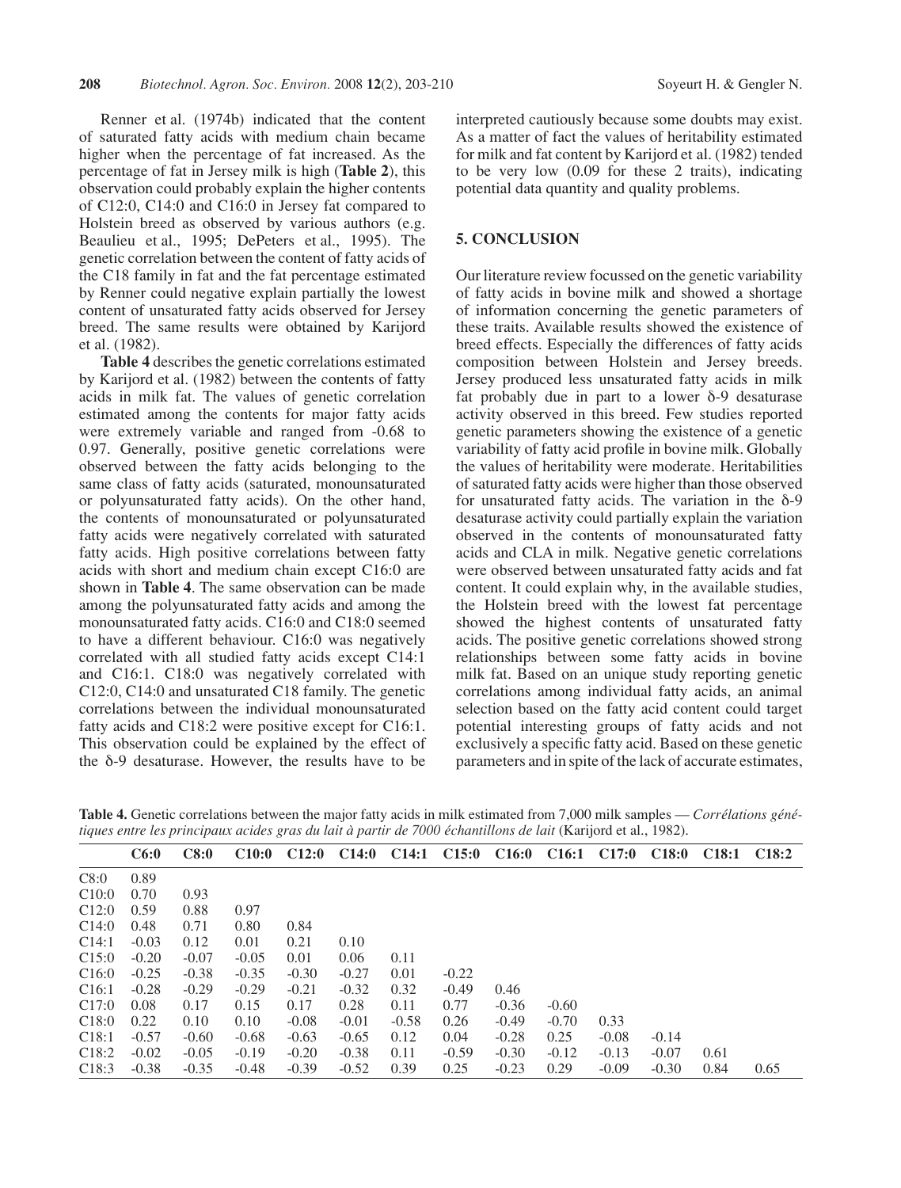Renner et al. (1974b) indicated that the content of saturated fatty acids with medium chain became higher when the percentage of fat increased. As the percentage of fat in Jersey milk is high (**Table 2**), this observation could probably explain the higher contents of C12:0, C14:0 and C16:0 in Jersey fat compared to Holstein breed as observed by various authors (e.g. Beaulieu et al., 1995; DePeters et al., 1995). The genetic correlation between the content of fatty acids of the C18 family in fat and the fat percentage estimated by Renner could negative explain partially the lowest content of unsaturated fatty acids observed for Jersey breed. The same results were obtained by Karijord et al. (1982).

**Table 4** describes the genetic correlations estimated by Karijord et al. (1982) between the contents of fatty acids in milk fat. The values of genetic correlation estimated among the contents for major fatty acids were extremely variable and ranged from -0.68 to 0.97. Generally, positive genetic correlations were observed between the fatty acids belonging to the same class of fatty acids (saturated, monounsaturated or polyunsaturated fatty acids). On the other hand, the contents of monounsaturated or polyunsaturated fatty acids were negatively correlated with saturated fatty acids. High positive correlations between fatty acids with short and medium chain except C16:0 are shown in **Table 4**. The same observation can be made among the polyunsaturated fatty acids and among the monounsaturated fatty acids. C16:0 and C18:0 seemed to have a different behaviour. C16:0 was negatively correlated with all studied fatty acids except C14:1 and C16:1. C18:0 was negatively correlated with C12:0, C14:0 and unsaturated C18 family. The genetic correlations between the individual monounsaturated fatty acids and C18:2 were positive except for C16:1. This observation could be explained by the effect of the δ-9 desaturase. However, the results have to be interpreted cautiously because some doubts may exist. As a matter of fact the values of heritability estimated for milk and fat content by Karijord et al. (1982) tended to be very low (0.09 for these 2 traits), indicating potential data quantity and quality problems.

## 5. CONCLUSION

Our literature review focussed on the genetic variability of fatty acids in bovine milk and showed a shortage of information concerning the genetic parameters of these traits. Available results showed the existence of breed effects. Especially the differences of fatty acids composition between Holstein and Jersey breeds. Jersey produced less unsaturated fatty acids in milk fat probably due in part to a lower δ-9 desaturase activity observed in this breed. Few studies reported genetic parameters showing the existence of a genetic variability of fatty acid profile in bovine milk. Globally the values of heritability were moderate. Heritabilities of saturated fatty acids were higher than those observed for unsaturated fatty acids. The variation in the δ-9 desaturase activity could partially explain the variation observed in the contents of monounsaturated fatty acids and CLA in milk. Negative genetic correlations were observed between unsaturated fatty acids and fat content. It could explain why, in the available studies, the Holstein breed with the lowest fat percentage showed the highest contents of unsaturated fatty acids. The positive genetic correlations showed strong relationships between some fatty acids in bovine milk fat. Based on an unique study reporting genetic correlations among individual fatty acids, an animal selection based on the fatty acid content could target potential interesting groups of fatty acids and not exclusively a specific fatty acid. Based on these genetic parameters and in spite of the lack of accurate estimates,

**Table 4.** Genetic correlations between the major fatty acids in milk estimated from 7,000 milk samples — *Corrélations génétiques entre les principaux acides gras du lait à partir de 7000 échantillons de lait* (Karijord et al., 1982).

| | C6:0 | C8:0 | C10:0 | C12:0 | C14:0 | C14:1 | C15:0 | C16:0 | C16:1 | C17:0 | C18:0 | C18:1 | C18:2 |
|---|---|---|---|---|---|---|---|---|---|---|---|---|---|
| C8:0 | 0.89 | | | | | | | | | | | | |
| C10:0 | 0.70 | 0.93 | | | | | | | | | | | |
| C12:0 | 0.59 | 0.88 | 0.97 | | | | | | | | | | |
| C14:0 | 0.48 | 0.71 | 0.80 | 0.84 | | | | | | | | | |
| C14:1 | -0.03 | 0.12 | 0.01 | 0.21 | 0.10 | | | | | | | | |
| C15:0 | -0.20 | -0.07 | -0.05 | 0.01 | 0.06 | 0.11 | | | | | | | |
| C16:0 | -0.25 | -0.38 | -0.35 | -0.30 | -0.27 | 0.01 | -0.22 | | | | | | |
| C16:1 | -0.28 | -0.29 | -0.29 | -0.21 | -0.32 | 0.32 | -0.49 | 0.46 | | | | | |
| C17:0 | 0.08 | 0.17 | 0.15 | 0.17 | 0.28 | 0.11 | 0.77 | -0.36 | -0.60 | | | | |
| C18:0 | 0.22 | 0.10 | 0.10 | -0.08 | -0.01 | -0.58 | 0.26 | -0.49 | -0.70 | 0.33 | | | |
| C18:1 | -0.57 | -0.60 | -0.68 | -0.63 | -0.65 | 0.12 | 0.04 | -0.28 | 0.25 | -0.08 | -0.14 | | |
| C18:2 | -0.02 | -0.05 | -0.19 | -0.20 | -0.38 | 0.11 | -0.59 | -0.30 | -0.12 | -0.13 | -0.07 | 0.61 | |
| C18:3 | -0.38 | -0.35 | -0.48 | -0.39 | -0.52 | 0.39 | 0.25 | -0.23 | 0.29 | -0.09 | -0.30 | 0.84 | 0.65 |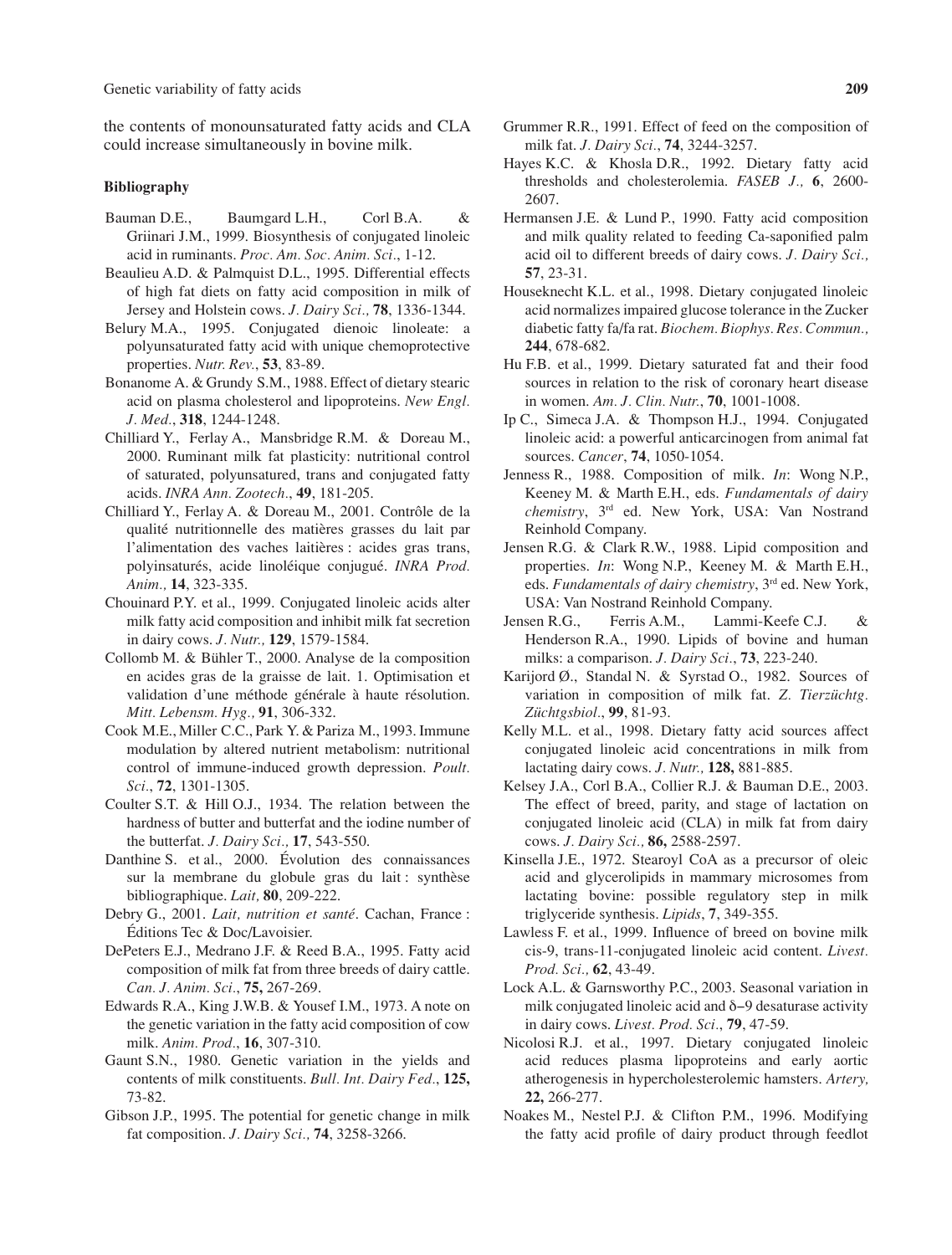the contents of monounsaturated fatty acids and CLA could increase simultaneously in bovine milk.

### Bibliography

Bauman D.E., Baumgard L.H., Corl B.A. & Griinari J.M., 1999. Biosynthesis of conjugated linoleic acid in ruminants. *Proc. Am. Soc. Anim. Sci*., 1-12.

Beaulieu A.D. & Palmquist D.L., 1995. Differential effects of high fat diets on fatty acid composition in milk of Jersey and Holstein cows. *J. Dairy Sci.,* **78**, 1336-1344.

Belury M.A., 1995. Conjugated dienoic linoleate: a polyunsaturated fatty acid with unique chemoprotective properties. *Nutr. Rev.*, **53**, 83-89.

Bonanome A. & Grundy S.M., 1988. Effect of dietary stearic acid on plasma cholesterol and lipoproteins. *New Engl. J. Med*., **318**, 1244-1248.

Chilliard Y., Ferlay A., Mansbridge R.M. & Doreau M., 2000. Ruminant milk fat plasticity: nutritional control of saturated, polyunsatured, trans and conjugated fatty acids. *INRA Ann. Zootech*., **49**, 181-205.

Chilliard Y., Ferlay A. & Doreau M., 2001. Contrôle de la qualité nutritionnelle des matières grasses du lait par l'alimentation des vaches laitières : acides gras trans, polyinsaturés, acide linoléique conjugué. *INRA Prod. Anim.,* **14**, 323-335.

Chouinard P.Y. et al., 1999. Conjugated linoleic acids alter milk fatty acid composition and inhibit milk fat secretion in dairy cows. *J. Nutr.,* **129**, 1579-1584.

Collomb M. & Bühler T., 2000. Analyse de la composition en acides gras de la graisse de lait. 1. Optimisation et validation d'une méthode générale à haute résolution. *Mitt. Lebensm. Hyg.,* **91**, 306-332.

Cook M.E., Miller C.C., Park Y. & Pariza M., 1993. Immune modulation by altered nutrient metabolism: nutritional control of immune-induced growth depression. *Poult. Sci*., **72**, 1301-1305.

Coulter S.T. & Hill O.J., 1934. The relation between the hardness of butter and butterfat and the iodine number of the butterfat. *J. Dairy Sci.,* **17**, 543-550.

Danthine S. et al., 2000. Évolution des connaissances sur la membrane du globule gras du lait : synthèse bibliographique. *Lait,* **80**, 209-222.

Debry G., 2001. *Lait, nutrition et santé*. Cachan, France : Éditions Tec & Doc/Lavoisier.

DePeters E.J., Medrano J.F. & Reed B.A., 1995. Fatty acid composition of milk fat from three breeds of dairy cattle. *Can. J. Anim. Sci*., **75,** 267-269.

Edwards R.A., King J.W.B. & Yousef I.M., 1973. A note on the genetic variation in the fatty acid composition of cow milk. *Anim. Prod*., **16**, 307-310.

Gaunt S.N., 1980. Genetic variation in the yields and contents of milk constituents. *Bull. Int. Dairy Fed*., **125,** 73-82.

Gibson J.P., 1995. The potential for genetic change in milk fat composition. *J. Dairy Sci.,* **74**, 3258-3266.

Grummer R.R., 1991. Effect of feed on the composition of milk fat. *J. Dairy Sci*., **74**, 3244-3257.

Hayes K.C. & Khosla D.R., 1992. Dietary fatty acid thresholds and cholesterolemia. *FASEB J.,* **6**, 2600-2607.

Hermansen J.E. & Lund P., 1990. Fatty acid composition and milk quality related to feeding Ca-saponified palm acid oil to different breeds of dairy cows. *J. Dairy Sci.,* **57**, 23-31.

Houseknecht K.L. et al., 1998. Dietary conjugated linoleic acid normalizes impaired glucose tolerance in the Zucker diabetic fatty fa/fa rat. *Biochem. Biophys. Res. Commun.,* **244**, 678-682.

Hu F.B. et al., 1999. Dietary saturated fat and their food sources in relation to the risk of coronary heart disease in women. *Am. J. Clin. Nutr.*, **70**, 1001-1008.

Ip C., Simeca J.A. & Thompson H.J., 1994. Conjugated linoleic acid: a powerful anticarcinogen from animal fat sources. *Cancer*, **74**, 1050-1054.

Jenness R., 1988. Composition of milk. *In*: Wong N.P., Keeney M. & Marth E.H., eds. *Fundamentals of dairy chemistry*, 3rd ed. New York, USA: Van Nostrand Reinhold Company.

Jensen R.G. & Clark R.W., 1988. Lipid composition and properties. *In*: Wong N.P., Keeney M. & Marth E.H., eds. *Fundamentals of dairy chemistry*, 3rd ed. New York, USA: Van Nostrand Reinhold Company.

Jensen R.G., Ferris A.M., Lammi-Keefe C.J. & Henderson R.A., 1990. Lipids of bovine and human milks: a comparison. *J. Dairy Sci*., **73**, 223-240.

Karijord Ø., Standal N. & Syrstad O., 1982. Sources of variation in composition of milk fat. *Z. Tierzüchtg. Züchtgsbiol*., **99**, 81-93.

Kelly M.L. et al., 1998. Dietary fatty acid sources affect conjugated linoleic acid concentrations in milk from lactating dairy cows. *J. Nutr.,* **128,** 881-885.

Kelsey J.A., Corl B.A., Collier R.J. & Bauman D.E., 2003. The effect of breed, parity, and stage of lactation on conjugated linoleic acid (CLA) in milk fat from dairy cows. *J. Dairy Sci.,* **86,** 2588-2597.

Kinsella J.E., 1972. Stearoyl CoA as a precursor of oleic acid and glycerolipids in mammary microsomes from lactating bovine: possible regulatory step in milk triglyceride synthesis. *Lipids*, **7**, 349-355.

Lawless F. et al., 1999. Influence of breed on bovine milk cis-9, trans-11-conjugated linoleic acid content. *Livest. Prod. Sci.,* **62**, 43-49.

Lock A.L. & Garnsworthy P.C., 2003. Seasonal variation in milk conjugated linoleic acid and δ−9 desaturase activity in dairy cows. *Livest. Prod. Sci*., **79**, 47-59.

Nicolosi R.J. et al., 1997. Dietary conjugated linoleic acid reduces plasma lipoproteins and early aortic atherogenesis in hypercholesterolemic hamsters. *Artery,* **22,** 266-277.

Noakes M., Nestel P.J. & Clifton P.M., 1996. Modifying the fatty acid profile of dairy product through feedlot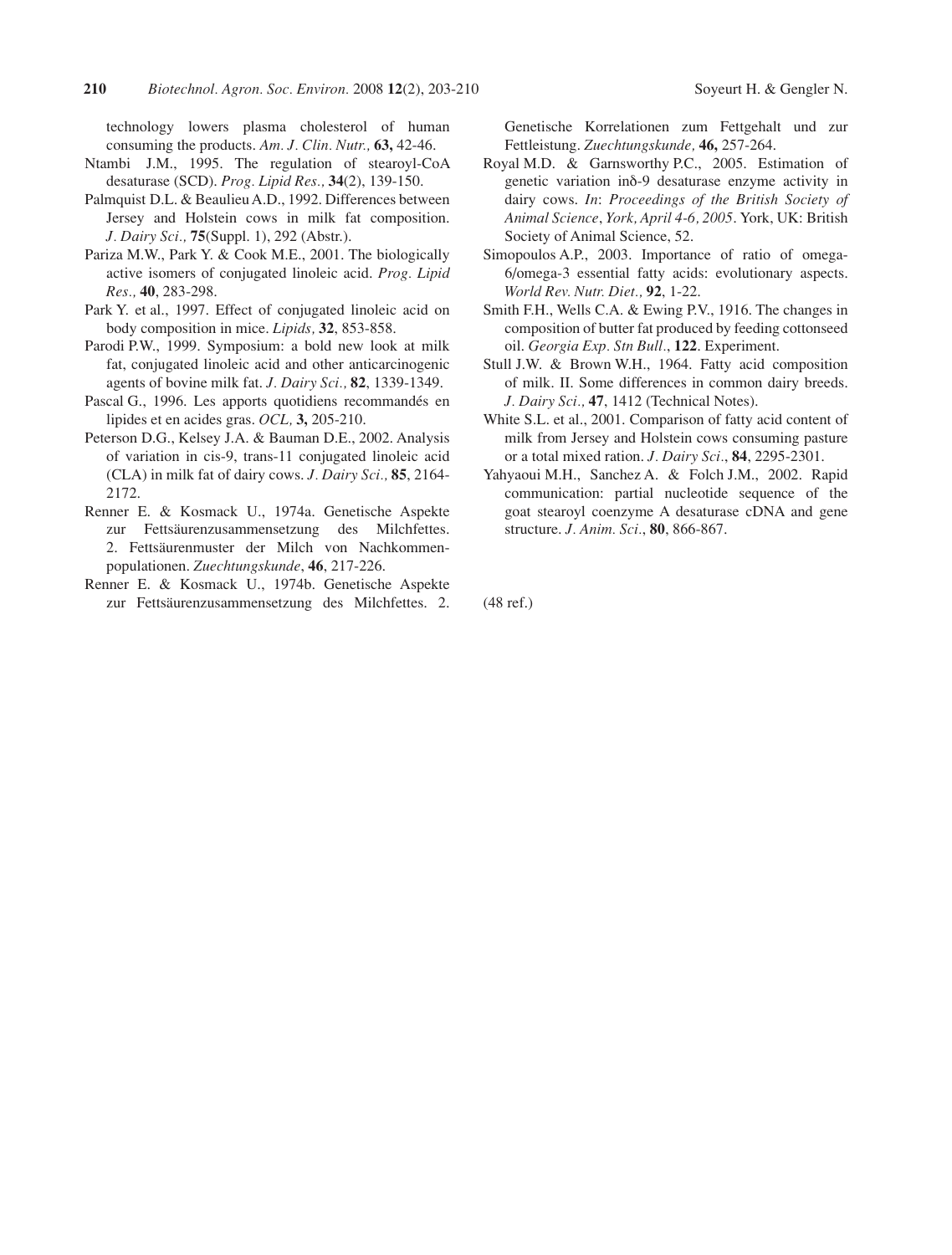technology lowers plasma cholesterol of human consuming the products. *Am. J. Clin. Nutr.,* **63,** 42-46.

Ntambi J.M., 1995. The regulation of stearoyl-CoA desaturase (SCD). *Prog. Lipid Res.,* **34**(2), 139-150.

Palmquist D.L. & Beaulieu A.D., 1992. Differences between Jersey and Holstein cows in milk fat composition. *J. Dairy Sci.,* **75**(Suppl. 1), 292 (Abstr.).

Pariza M.W., Park Y. & Cook M.E., 2001. The biologically active isomers of conjugated linoleic acid. *Prog. Lipid Res.,* **40**, 283-298.

Park Y. et al., 1997. Effect of conjugated linoleic acid on body composition in mice. *Lipids,* **32**, 853-858.

Parodi P.W., 1999. Symposium: a bold new look at milk fat, conjugated linoleic acid and other anticarcinogenic agents of bovine milk fat. *J. Dairy Sci.,* **82**, 1339-1349.

Pascal G., 1996. Les apports quotidiens recommandés en lipides et en acides gras. *OCL,* **3,** 205-210.

Peterson D.G., Kelsey J.A. & Bauman D.E., 2002. Analysis of variation in cis-9, trans-11 conjugated linoleic acid (CLA) in milk fat of dairy cows. *J. Dairy Sci.,* **85**, 2164-2172.

Renner E. & Kosmack U., 1974a. Genetische Aspekte zur Fettsäurenzusammensetzung des Milchfettes. 2. Fettsäurenmuster der Milch von Nachkommenpopulationen. *Zuechtungskunde*, **46**, 217-226.

Renner E. & Kosmack U., 1974b. Genetische Aspekte zur Fettsäurenzusammensetzung des Milchfettes. 2. Genetische Korrelationen zum Fettgehalt und zur Fettleistung. *Zuechtungskunde,* **46,** 257-264.

Royal M.D. & Garnsworthy P.C., 2005. Estimation of genetic variation inδ-9 desaturase enzyme activity in dairy cows. *In*: *Proceedings of the British Society of Animal Science*, *York, April 4-6, 2005*. York, UK: British Society of Animal Science, 52.

Simopoulos A.P., 2003. Importance of ratio of omega-6/omega-3 essential fatty acids: evolutionary aspects. *World Rev. Nutr. Diet.,* **92**, 1-22.

Smith F.H., Wells C.A. & Ewing P.V., 1916. The changes in composition of butter fat produced by feeding cottonseed oil. *Georgia Exp. Stn Bull.,* **122**. Experiment.

Stull J.W. & Brown W.H., 1964. Fatty acid composition of milk. II. Some differences in common dairy breeds. *J. Dairy Sci.,* **47**, 1412 (Technical Notes).

White S.L. et al., 2001. Comparison of fatty acid content of milk from Jersey and Holstein cows consuming pasture or a total mixed ration. *J. Dairy Sci.*, **84**, 2295-2301.

Yahyaoui M.H., Sanchez A. & Folch J.M., 2002. Rapid communication: partial nucleotide sequence of the goat stearoyl coenzyme A desaturase cDNA and gene structure. *J. Anim. Sci.*, **80**, 866-867.

(48 ref.)